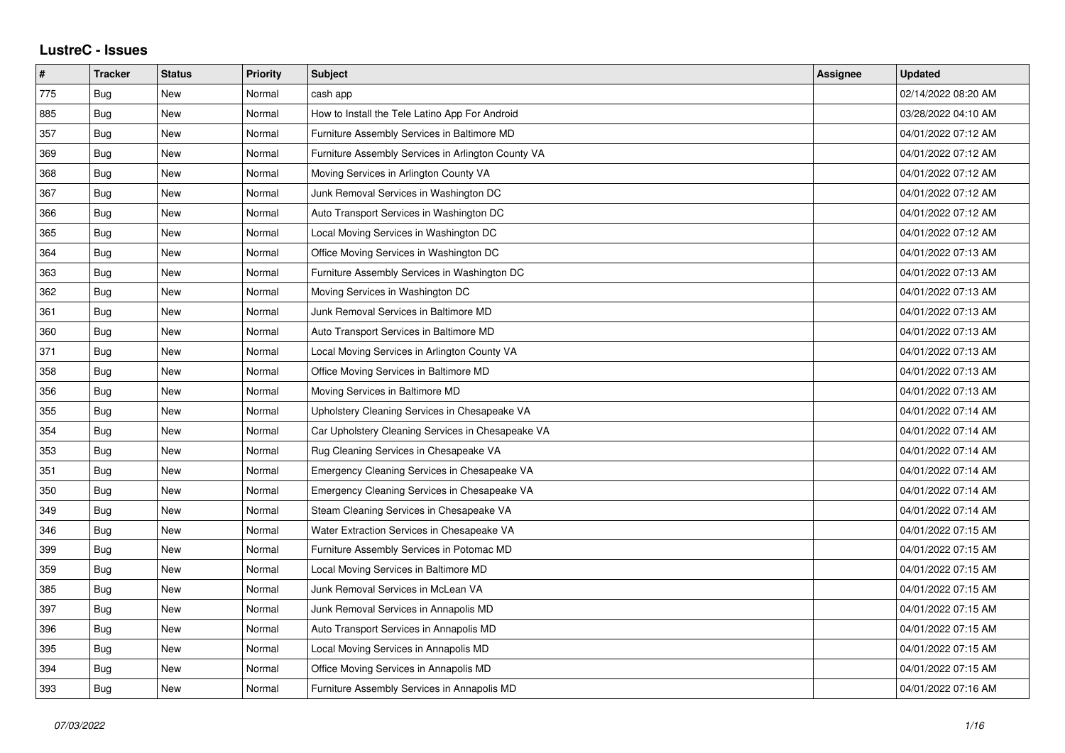# LustreC - Issues

| # | Tracker | Status | Priority | Subject | Assignee | Updated |
|---|---|---|---|---|---|---|
| 775 | Bug | New | Normal | cash app | | 02/14/2022 08:20 AM |
| 885 | Bug | New | Normal | How to Install the Tele Latino App For Android | | 03/28/2022 04:10 AM |
| 357 | Bug | New | Normal | Furniture Assembly Services in Baltimore MD | | 04/01/2022 07:12 AM |
| 369 | Bug | New | Normal | Furniture Assembly Services in Arlington County VA | | 04/01/2022 07:12 AM |
| 368 | Bug | New | Normal | Moving Services in Arlington County VA | | 04/01/2022 07:12 AM |
| 367 | Bug | New | Normal | Junk Removal Services in Washington DC | | 04/01/2022 07:12 AM |
| 366 | Bug | New | Normal | Auto Transport Services in Washington DC | | 04/01/2022 07:12 AM |
| 365 | Bug | New | Normal | Local Moving Services in Washington DC | | 04/01/2022 07:12 AM |
| 364 | Bug | New | Normal | Office Moving Services in Washington DC | | 04/01/2022 07:13 AM |
| 363 | Bug | New | Normal | Furniture Assembly Services in Washington DC | | 04/01/2022 07:13 AM |
| 362 | Bug | New | Normal | Moving Services in Washington DC | | 04/01/2022 07:13 AM |
| 361 | Bug | New | Normal | Junk Removal Services in Baltimore MD | | 04/01/2022 07:13 AM |
| 360 | Bug | New | Normal | Auto Transport Services in Baltimore MD | | 04/01/2022 07:13 AM |
| 371 | Bug | New | Normal | Local Moving Services in Arlington County VA | | 04/01/2022 07:13 AM |
| 358 | Bug | New | Normal | Office Moving Services in Baltimore MD | | 04/01/2022 07:13 AM |
| 356 | Bug | New | Normal | Moving Services in Baltimore MD | | 04/01/2022 07:13 AM |
| 355 | Bug | New | Normal | Upholstery Cleaning Services in Chesapeake VA | | 04/01/2022 07:14 AM |
| 354 | Bug | New | Normal | Car Upholstery Cleaning Services in Chesapeake VA | | 04/01/2022 07:14 AM |
| 353 | Bug | New | Normal | Rug Cleaning Services in Chesapeake VA | | 04/01/2022 07:14 AM |
| 351 | Bug | New | Normal | Emergency Cleaning Services in Chesapeake VA | | 04/01/2022 07:14 AM |
| 350 | Bug | New | Normal | Emergency Cleaning Services in Chesapeake VA | | 04/01/2022 07:14 AM |
| 349 | Bug | New | Normal | Steam Cleaning Services in Chesapeake VA | | 04/01/2022 07:14 AM |
| 346 | Bug | New | Normal | Water Extraction Services in Chesapeake VA | | 04/01/2022 07:15 AM |
| 399 | Bug | New | Normal | Furniture Assembly Services in Potomac MD | | 04/01/2022 07:15 AM |
| 359 | Bug | New | Normal | Local Moving Services in Baltimore MD | | 04/01/2022 07:15 AM |
| 385 | Bug | New | Normal | Junk Removal Services in McLean VA | | 04/01/2022 07:15 AM |
| 397 | Bug | New | Normal | Junk Removal Services in Annapolis MD | | 04/01/2022 07:15 AM |
| 396 | Bug | New | Normal | Auto Transport Services in Annapolis MD | | 04/01/2022 07:15 AM |
| 395 | Bug | New | Normal | Local Moving Services in Annapolis MD | | 04/01/2022 07:15 AM |
| 394 | Bug | New | Normal | Office Moving Services in Annapolis MD | | 04/01/2022 07:15 AM |
| 393 | Bug | New | Normal | Furniture Assembly Services in Annapolis MD | | 04/01/2022 07:16 AM |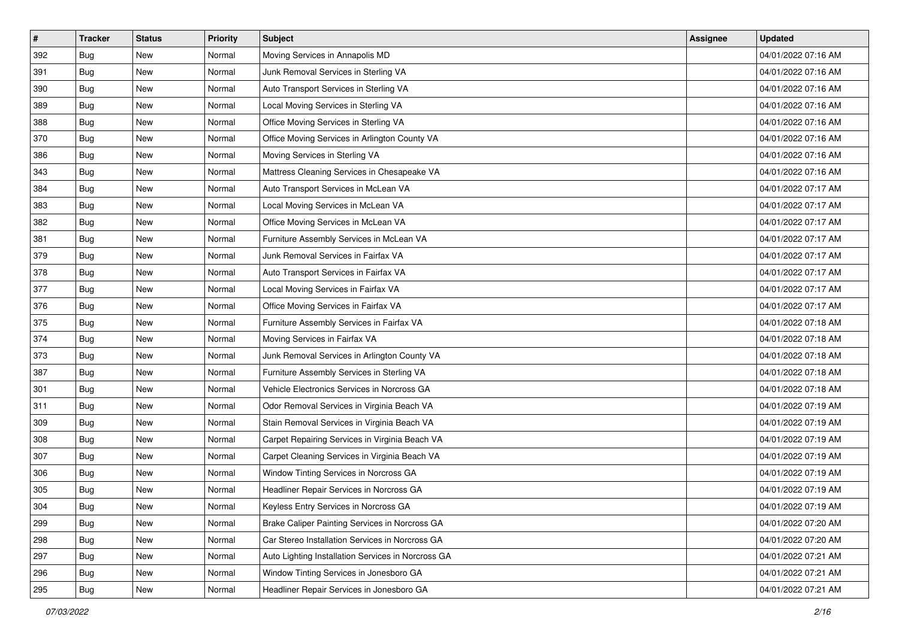| # | Tracker | Status | Priority | Subject | Assignee | Updated |
| --- | --- | --- | --- | --- | --- | --- |
| 392 | Bug | New | Normal | Moving Services in Annapolis MD | | 04/01/2022 07:16 AM |
| 391 | Bug | New | Normal | Junk Removal Services in Sterling VA | | 04/01/2022 07:16 AM |
| 390 | Bug | New | Normal | Auto Transport Services in Sterling VA | | 04/01/2022 07:16 AM |
| 389 | Bug | New | Normal | Local Moving Services in Sterling VA | | 04/01/2022 07:16 AM |
| 388 | Bug | New | Normal | Office Moving Services in Sterling VA | | 04/01/2022 07:16 AM |
| 370 | Bug | New | Normal | Office Moving Services in Arlington County VA | | 04/01/2022 07:16 AM |
| 386 | Bug | New | Normal | Moving Services in Sterling VA | | 04/01/2022 07:16 AM |
| 343 | Bug | New | Normal | Mattress Cleaning Services in Chesapeake VA | | 04/01/2022 07:16 AM |
| 384 | Bug | New | Normal | Auto Transport Services in McLean VA | | 04/01/2022 07:17 AM |
| 383 | Bug | New | Normal | Local Moving Services in McLean VA | | 04/01/2022 07:17 AM |
| 382 | Bug | New | Normal | Office Moving Services in McLean VA | | 04/01/2022 07:17 AM |
| 381 | Bug | New | Normal | Furniture Assembly Services in McLean VA | | 04/01/2022 07:17 AM |
| 379 | Bug | New | Normal | Junk Removal Services in Fairfax VA | | 04/01/2022 07:17 AM |
| 378 | Bug | New | Normal | Auto Transport Services in Fairfax VA | | 04/01/2022 07:17 AM |
| 377 | Bug | New | Normal | Local Moving Services in Fairfax VA | | 04/01/2022 07:17 AM |
| 376 | Bug | New | Normal | Office Moving Services in Fairfax VA | | 04/01/2022 07:17 AM |
| 375 | Bug | New | Normal | Furniture Assembly Services in Fairfax VA | | 04/01/2022 07:18 AM |
| 374 | Bug | New | Normal | Moving Services in Fairfax VA | | 04/01/2022 07:18 AM |
| 373 | Bug | New | Normal | Junk Removal Services in Arlington County VA | | 04/01/2022 07:18 AM |
| 387 | Bug | New | Normal | Furniture Assembly Services in Sterling VA | | 04/01/2022 07:18 AM |
| 301 | Bug | New | Normal | Vehicle Electronics Services in Norcross GA | | 04/01/2022 07:18 AM |
| 311 | Bug | New | Normal | Odor Removal Services in Virginia Beach VA | | 04/01/2022 07:19 AM |
| 309 | Bug | New | Normal | Stain Removal Services in Virginia Beach VA | | 04/01/2022 07:19 AM |
| 308 | Bug | New | Normal | Carpet Repairing Services in Virginia Beach VA | | 04/01/2022 07:19 AM |
| 307 | Bug | New | Normal | Carpet Cleaning Services in Virginia Beach VA | | 04/01/2022 07:19 AM |
| 306 | Bug | New | Normal | Window Tinting Services in Norcross GA | | 04/01/2022 07:19 AM |
| 305 | Bug | New | Normal | Headliner Repair Services in Norcross GA | | 04/01/2022 07:19 AM |
| 304 | Bug | New | Normal | Keyless Entry Services in Norcross GA | | 04/01/2022 07:19 AM |
| 299 | Bug | New | Normal | Brake Caliper Painting Services in Norcross GA | | 04/01/2022 07:20 AM |
| 298 | Bug | New | Normal | Car Stereo Installation Services in Norcross GA | | 04/01/2022 07:20 AM |
| 297 | Bug | New | Normal | Auto Lighting Installation Services in Norcross GA | | 04/01/2022 07:21 AM |
| 296 | Bug | New | Normal | Window Tinting Services in Jonesboro GA | | 04/01/2022 07:21 AM |
| 295 | Bug | New | Normal | Headliner Repair Services in Jonesboro GA | | 04/01/2022 07:21 AM |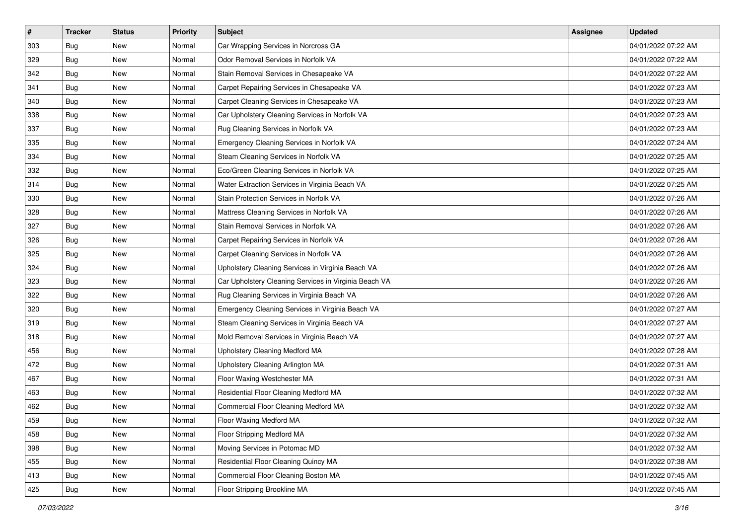| # | Tracker | Status | Priority | Subject | Assignee | Updated |
| --- | --- | --- | --- | --- | --- | --- |
| 303 | Bug | New | Normal | Car Wrapping Services in Norcross GA | | 04/01/2022 07:22 AM |
| 329 | Bug | New | Normal | Odor Removal Services in Norfolk VA | | 04/01/2022 07:22 AM |
| 342 | Bug | New | Normal | Stain Removal Services in Chesapeake VA | | 04/01/2022 07:22 AM |
| 341 | Bug | New | Normal | Carpet Repairing Services in Chesapeake VA | | 04/01/2022 07:23 AM |
| 340 | Bug | New | Normal | Carpet Cleaning Services in Chesapeake VA | | 04/01/2022 07:23 AM |
| 338 | Bug | New | Normal | Car Upholstery Cleaning Services in Norfolk VA | | 04/01/2022 07:23 AM |
| 337 | Bug | New | Normal | Rug Cleaning Services in Norfolk VA | | 04/01/2022 07:23 AM |
| 335 | Bug | New | Normal | Emergency Cleaning Services in Norfolk VA | | 04/01/2022 07:24 AM |
| 334 | Bug | New | Normal | Steam Cleaning Services in Norfolk VA | | 04/01/2022 07:25 AM |
| 332 | Bug | New | Normal | Eco/Green Cleaning Services in Norfolk VA | | 04/01/2022 07:25 AM |
| 314 | Bug | New | Normal | Water Extraction Services in Virginia Beach VA | | 04/01/2022 07:25 AM |
| 330 | Bug | New | Normal | Stain Protection Services in Norfolk VA | | 04/01/2022 07:26 AM |
| 328 | Bug | New | Normal | Mattress Cleaning Services in Norfolk VA | | 04/01/2022 07:26 AM |
| 327 | Bug | New | Normal | Stain Removal Services in Norfolk VA | | 04/01/2022 07:26 AM |
| 326 | Bug | New | Normal | Carpet Repairing Services in Norfolk VA | | 04/01/2022 07:26 AM |
| 325 | Bug | New | Normal | Carpet Cleaning Services in Norfolk VA | | 04/01/2022 07:26 AM |
| 324 | Bug | New | Normal | Upholstery Cleaning Services in Virginia Beach VA | | 04/01/2022 07:26 AM |
| 323 | Bug | New | Normal | Car Upholstery Cleaning Services in Virginia Beach VA | | 04/01/2022 07:26 AM |
| 322 | Bug | New | Normal | Rug Cleaning Services in Virginia Beach VA | | 04/01/2022 07:26 AM |
| 320 | Bug | New | Normal | Emergency Cleaning Services in Virginia Beach VA | | 04/01/2022 07:27 AM |
| 319 | Bug | New | Normal | Steam Cleaning Services in Virginia Beach VA | | 04/01/2022 07:27 AM |
| 318 | Bug | New | Normal | Mold Removal Services in Virginia Beach VA | | 04/01/2022 07:27 AM |
| 456 | Bug | New | Normal | Upholstery Cleaning Medford MA | | 04/01/2022 07:28 AM |
| 472 | Bug | New | Normal | Upholstery Cleaning Arlington MA | | 04/01/2022 07:31 AM |
| 467 | Bug | New | Normal | Floor Waxing Westchester MA | | 04/01/2022 07:31 AM |
| 463 | Bug | New | Normal | Residential Floor Cleaning Medford MA | | 04/01/2022 07:32 AM |
| 462 | Bug | New | Normal | Commercial Floor Cleaning Medford MA | | 04/01/2022 07:32 AM |
| 459 | Bug | New | Normal | Floor Waxing Medford MA | | 04/01/2022 07:32 AM |
| 458 | Bug | New | Normal | Floor Stripping Medford MA | | 04/01/2022 07:32 AM |
| 398 | Bug | New | Normal | Moving Services in Potomac MD | | 04/01/2022 07:32 AM |
| 455 | Bug | New | Normal | Residential Floor Cleaning Quincy MA | | 04/01/2022 07:38 AM |
| 413 | Bug | New | Normal | Commercial Floor Cleaning Boston MA | | 04/01/2022 07:45 AM |
| 425 | Bug | New | Normal | Floor Stripping Brookline MA | | 04/01/2022 07:45 AM |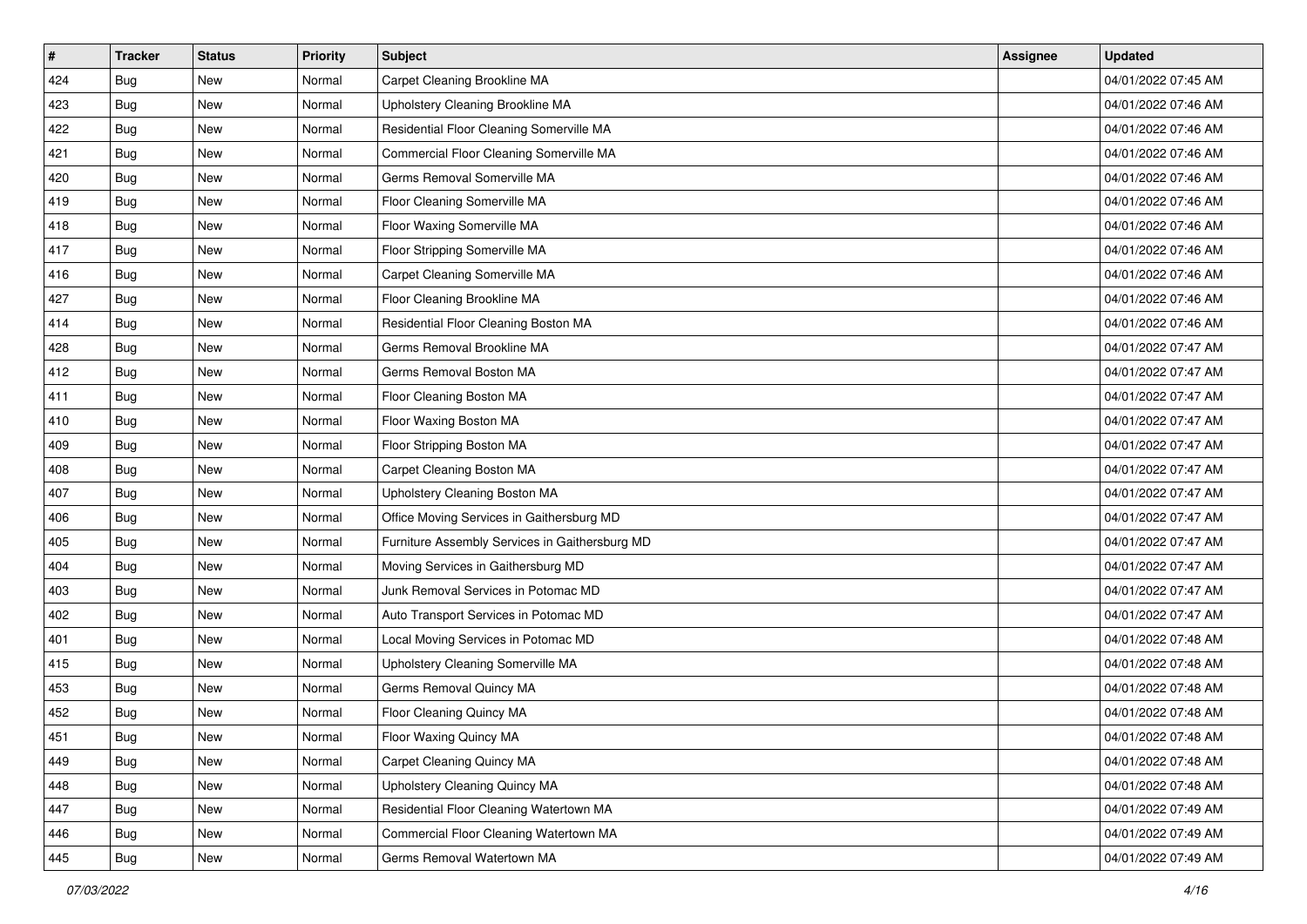| # | Tracker | Status | Priority | Subject | Assignee | Updated |
| --- | --- | --- | --- | --- | --- | --- |
| 424 | Bug | New | Normal | Carpet Cleaning Brookline MA | | 04/01/2022 07:45 AM |
| 423 | Bug | New | Normal | Upholstery Cleaning Brookline MA | | 04/01/2022 07:46 AM |
| 422 | Bug | New | Normal | Residential Floor Cleaning Somerville MA | | 04/01/2022 07:46 AM |
| 421 | Bug | New | Normal | Commercial Floor Cleaning Somerville MA | | 04/01/2022 07:46 AM |
| 420 | Bug | New | Normal | Germs Removal Somerville MA | | 04/01/2022 07:46 AM |
| 419 | Bug | New | Normal | Floor Cleaning Somerville MA | | 04/01/2022 07:46 AM |
| 418 | Bug | New | Normal | Floor Waxing Somerville MA | | 04/01/2022 07:46 AM |
| 417 | Bug | New | Normal | Floor Stripping Somerville MA | | 04/01/2022 07:46 AM |
| 416 | Bug | New | Normal | Carpet Cleaning Somerville MA | | 04/01/2022 07:46 AM |
| 427 | Bug | New | Normal | Floor Cleaning Brookline MA | | 04/01/2022 07:46 AM |
| 414 | Bug | New | Normal | Residential Floor Cleaning Boston MA | | 04/01/2022 07:46 AM |
| 428 | Bug | New | Normal | Germs Removal Brookline MA | | 04/01/2022 07:47 AM |
| 412 | Bug | New | Normal | Germs Removal Boston MA | | 04/01/2022 07:47 AM |
| 411 | Bug | New | Normal | Floor Cleaning Boston MA | | 04/01/2022 07:47 AM |
| 410 | Bug | New | Normal | Floor Waxing Boston MA | | 04/01/2022 07:47 AM |
| 409 | Bug | New | Normal | Floor Stripping Boston MA | | 04/01/2022 07:47 AM |
| 408 | Bug | New | Normal | Carpet Cleaning Boston MA | | 04/01/2022 07:47 AM |
| 407 | Bug | New | Normal | Upholstery Cleaning Boston MA | | 04/01/2022 07:47 AM |
| 406 | Bug | New | Normal | Office Moving Services in Gaithersburg MD | | 04/01/2022 07:47 AM |
| 405 | Bug | New | Normal | Furniture Assembly Services in Gaithersburg MD | | 04/01/2022 07:47 AM |
| 404 | Bug | New | Normal | Moving Services in Gaithersburg MD | | 04/01/2022 07:47 AM |
| 403 | Bug | New | Normal | Junk Removal Services in Potomac MD | | 04/01/2022 07:47 AM |
| 402 | Bug | New | Normal | Auto Transport Services in Potomac MD | | 04/01/2022 07:47 AM |
| 401 | Bug | New | Normal | Local Moving Services in Potomac MD | | 04/01/2022 07:48 AM |
| 415 | Bug | New | Normal | Upholstery Cleaning Somerville MA | | 04/01/2022 07:48 AM |
| 453 | Bug | New | Normal | Germs Removal Quincy MA | | 04/01/2022 07:48 AM |
| 452 | Bug | New | Normal | Floor Cleaning Quincy MA | | 04/01/2022 07:48 AM |
| 451 | Bug | New | Normal | Floor Waxing Quincy MA | | 04/01/2022 07:48 AM |
| 449 | Bug | New | Normal | Carpet Cleaning Quincy MA | | 04/01/2022 07:48 AM |
| 448 | Bug | New | Normal | Upholstery Cleaning Quincy MA | | 04/01/2022 07:48 AM |
| 447 | Bug | New | Normal | Residential Floor Cleaning Watertown MA | | 04/01/2022 07:49 AM |
| 446 | Bug | New | Normal | Commercial Floor Cleaning Watertown MA | | 04/01/2022 07:49 AM |
| 445 | Bug | New | Normal | Germs Removal Watertown MA | | 04/01/2022 07:49 AM |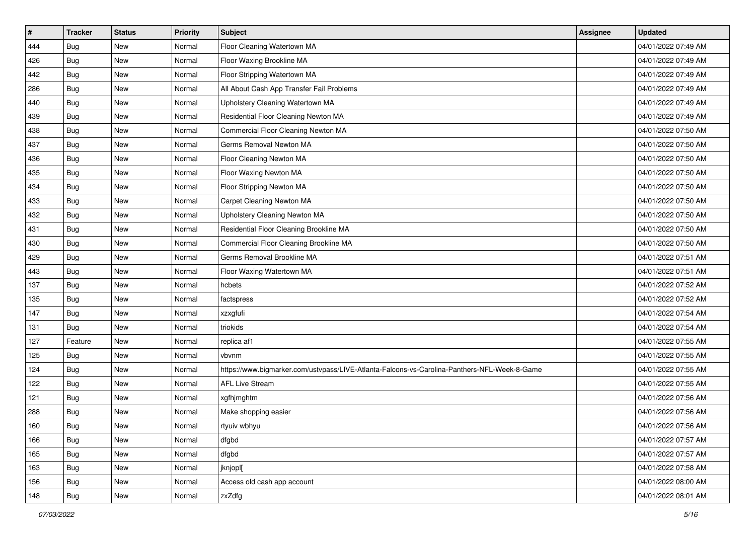| # | Tracker | Status | Priority | Subject | Assignee | Updated |
|---|---|---|---|---|---|---|
| 444 | Bug | New | Normal | Floor Cleaning Watertown MA | | 04/01/2022 07:49 AM |
| 426 | Bug | New | Normal | Floor Waxing Brookline MA | | 04/01/2022 07:49 AM |
| 442 | Bug | New | Normal | Floor Stripping Watertown MA | | 04/01/2022 07:49 AM |
| 286 | Bug | New | Normal | All About Cash App Transfer Fail Problems | | 04/01/2022 07:49 AM |
| 440 | Bug | New | Normal | Upholstery Cleaning Watertown MA | | 04/01/2022 07:49 AM |
| 439 | Bug | New | Normal | Residential Floor Cleaning Newton MA | | 04/01/2022 07:49 AM |
| 438 | Bug | New | Normal | Commercial Floor Cleaning Newton MA | | 04/01/2022 07:50 AM |
| 437 | Bug | New | Normal | Germs Removal Newton MA | | 04/01/2022 07:50 AM |
| 436 | Bug | New | Normal | Floor Cleaning Newton MA | | 04/01/2022 07:50 AM |
| 435 | Bug | New | Normal | Floor Waxing Newton MA | | 04/01/2022 07:50 AM |
| 434 | Bug | New | Normal | Floor Stripping Newton MA | | 04/01/2022 07:50 AM |
| 433 | Bug | New | Normal | Carpet Cleaning Newton MA | | 04/01/2022 07:50 AM |
| 432 | Bug | New | Normal | Upholstery Cleaning Newton MA | | 04/01/2022 07:50 AM |
| 431 | Bug | New | Normal | Residential Floor Cleaning Brookline MA | | 04/01/2022 07:50 AM |
| 430 | Bug | New | Normal | Commercial Floor Cleaning Brookline MA | | 04/01/2022 07:50 AM |
| 429 | Bug | New | Normal | Germs Removal Brookline MA | | 04/01/2022 07:51 AM |
| 443 | Bug | New | Normal | Floor Waxing Watertown MA | | 04/01/2022 07:51 AM |
| 137 | Bug | New | Normal | hcbets | | 04/01/2022 07:52 AM |
| 135 | Bug | New | Normal | factspress | | 04/01/2022 07:52 AM |
| 147 | Bug | New | Normal | xzxgfufi | | 04/01/2022 07:54 AM |
| 131 | Bug | New | Normal | triokids | | 04/01/2022 07:54 AM |
| 127 | Feature | New | Normal | replica af1 | | 04/01/2022 07:55 AM |
| 125 | Bug | New | Normal | vbvnm | | 04/01/2022 07:55 AM |
| 124 | Bug | New | Normal | https://www.bigmarker.com/ustvpass/LIVE-Atlanta-Falcons-vs-Carolina-Panthers-NFL-Week-8-Game | | 04/01/2022 07:55 AM |
| 122 | Bug | New | Normal | AFL Live Stream | | 04/01/2022 07:55 AM |
| 121 | Bug | New | Normal | xgfhjmghtm | | 04/01/2022 07:56 AM |
| 288 | Bug | New | Normal | Make shopping easier | | 04/01/2022 07:56 AM |
| 160 | Bug | New | Normal | rtyuiv wbhyu | | 04/01/2022 07:56 AM |
| 166 | Bug | New | Normal | dfgbd | | 04/01/2022 07:57 AM |
| 165 | Bug | New | Normal | dfgbd | | 04/01/2022 07:57 AM |
| 163 | Bug | New | Normal | jknjopl[ | | 04/01/2022 07:58 AM |
| 156 | Bug | New | Normal | Access old cash app account | | 04/01/2022 08:00 AM |
| 148 | Bug | New | Normal | zxZdfg | | 04/01/2022 08:01 AM |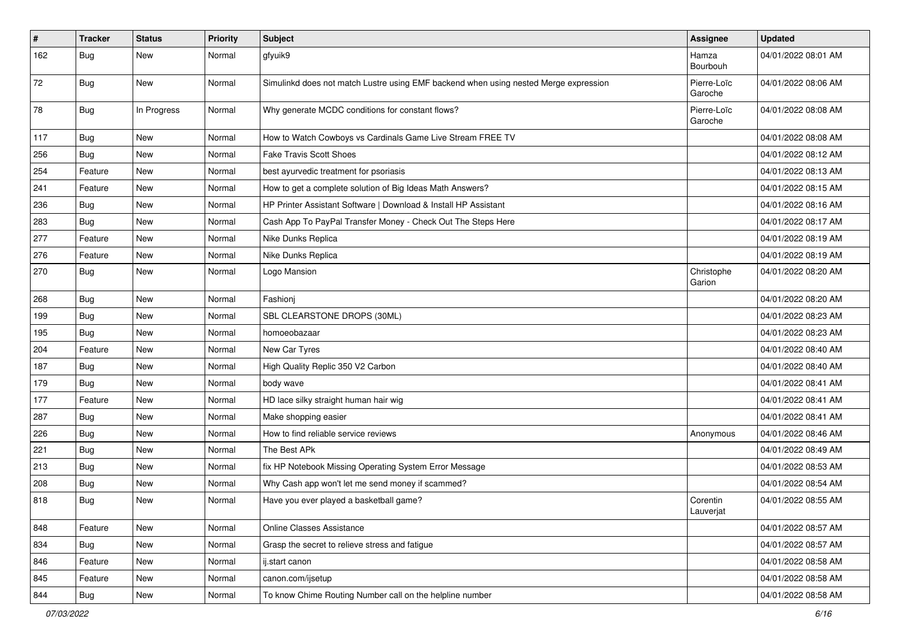| # | Tracker | Status | Priority | Subject | Assignee | Updated |
|---|---|---|---|---|---|---|
| 162 | Bug | New | Normal | gfyuik9 | Hamza Bourbouh | 04/01/2022 08:01 AM |
| 72 | Bug | New | Normal | Simulinkd does not match Lustre using EMF backend when using nested Merge expression | Pierre-Loïc Garoche | 04/01/2022 08:06 AM |
| 78 | Bug | In Progress | Normal | Why generate MCDC conditions for constant flows? | Pierre-Loïc Garoche | 04/01/2022 08:08 AM |
| 117 | Bug | New | Normal | How to Watch Cowboys vs Cardinals Game Live Stream FREE TV | | 04/01/2022 08:08 AM |
| 256 | Bug | New | Normal | Fake Travis Scott Shoes | | 04/01/2022 08:12 AM |
| 254 | Feature | New | Normal | best ayurvedic treatment for psoriasis | | 04/01/2022 08:13 AM |
| 241 | Feature | New | Normal | How to get a complete solution of Big Ideas Math Answers? | | 04/01/2022 08:15 AM |
| 236 | Bug | New | Normal | HP Printer Assistant Software \| Download & Install HP Assistant | | 04/01/2022 08:16 AM |
| 283 | Bug | New | Normal | Cash App To PayPal Transfer Money - Check Out The Steps Here | | 04/01/2022 08:17 AM |
| 277 | Feature | New | Normal | Nike Dunks Replica | | 04/01/2022 08:19 AM |
| 276 | Feature | New | Normal | Nike Dunks Replica | | 04/01/2022 08:19 AM |
| 270 | Bug | New | Normal | Logo Mansion | Christophe Garion | 04/01/2022 08:20 AM |
| 268 | Bug | New | Normal | Fashionj | | 04/01/2022 08:20 AM |
| 199 | Bug | New | Normal | SBL CLEARSTONE DROPS (30ML) | | 04/01/2022 08:23 AM |
| 195 | Bug | New | Normal | homoeobazaar | | 04/01/2022 08:23 AM |
| 204 | Feature | New | Normal | New Car Tyres | | 04/01/2022 08:40 AM |
| 187 | Bug | New | Normal | High Quality Replic 350 V2 Carbon | | 04/01/2022 08:40 AM |
| 179 | Bug | New | Normal | body wave | | 04/01/2022 08:41 AM |
| 177 | Feature | New | Normal | HD lace silky straight human hair wig | | 04/01/2022 08:41 AM |
| 287 | Bug | New | Normal | Make shopping easier | | 04/01/2022 08:41 AM |
| 226 | Bug | New | Normal | How to find reliable service reviews | Anonymous | 04/01/2022 08:46 AM |
| 221 | Bug | New | Normal | The Best APk | | 04/01/2022 08:49 AM |
| 213 | Bug | New | Normal | fix HP Notebook Missing Operating System Error Message | | 04/01/2022 08:53 AM |
| 208 | Bug | New | Normal | Why Cash app won't let me send money if scammed? | | 04/01/2022 08:54 AM |
| 818 | Bug | New | Normal | Have you ever played a basketball game? | Corentin Lauverjat | 04/01/2022 08:55 AM |
| 848 | Feature | New | Normal | Online Classes Assistance | | 04/01/2022 08:57 AM |
| 834 | Bug | New | Normal | Grasp the secret to relieve stress and fatigue | | 04/01/2022 08:57 AM |
| 846 | Feature | New | Normal | ij.start canon | | 04/01/2022 08:58 AM |
| 845 | Feature | New | Normal | canon.com/ijsetup | | 04/01/2022 08:58 AM |
| 844 | Bug | New | Normal | To know Chime Routing Number call on the helpline number | | 04/01/2022 08:58 AM |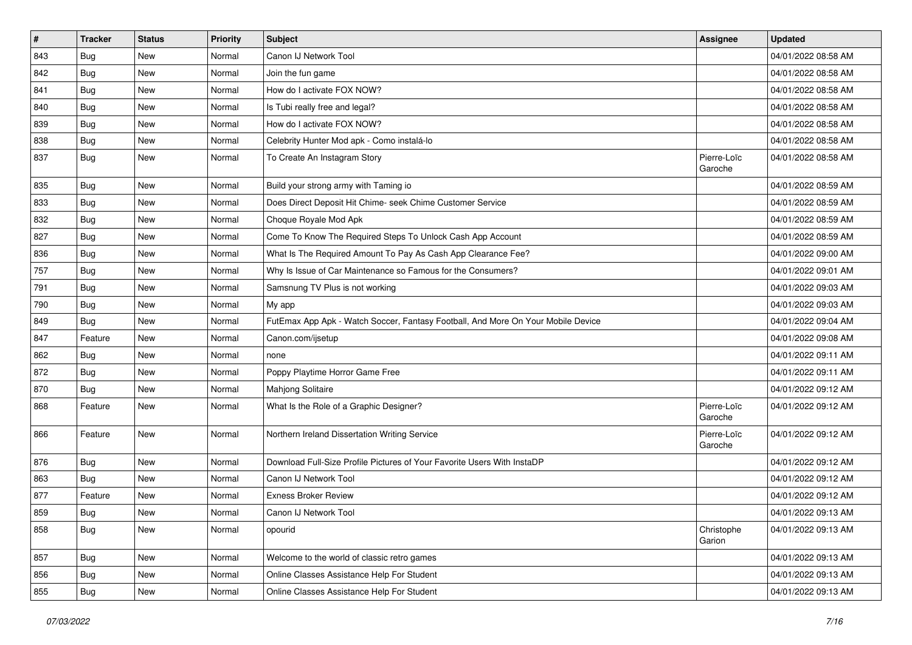| # | Tracker | Status | Priority | Subject | Assignee | Updated |
|---|---|---|---|---|---|---|
| 843 | Bug | New | Normal | Canon IJ Network Tool | | 04/01/2022 08:58 AM |
| 842 | Bug | New | Normal | Join the fun game | | 04/01/2022 08:58 AM |
| 841 | Bug | New | Normal | How do I activate FOX NOW? | | 04/01/2022 08:58 AM |
| 840 | Bug | New | Normal | Is Tubi really free and legal? | | 04/01/2022 08:58 AM |
| 839 | Bug | New | Normal | How do I activate FOX NOW? | | 04/01/2022 08:58 AM |
| 838 | Bug | New | Normal | Celebrity Hunter Mod apk - Como instalá-lo | | 04/01/2022 08:58 AM |
| 837 | Bug | New | Normal | To Create An Instagram Story | Pierre-Loïc Garoche | 04/01/2022 08:58 AM |
| 835 | Bug | New | Normal | Build your strong army with Taming io | | 04/01/2022 08:59 AM |
| 833 | Bug | New | Normal | Does Direct Deposit Hit Chime- seek Chime Customer Service | | 04/01/2022 08:59 AM |
| 832 | Bug | New | Normal | Choque Royale Mod Apk | | 04/01/2022 08:59 AM |
| 827 | Bug | New | Normal | Come To Know The Required Steps To Unlock Cash App Account | | 04/01/2022 08:59 AM |
| 836 | Bug | New | Normal | What Is The Required Amount To Pay As Cash App Clearance Fee? | | 04/01/2022 09:00 AM |
| 757 | Bug | New | Normal | Why Is Issue of Car Maintenance so Famous for the Consumers? | | 04/01/2022 09:01 AM |
| 791 | Bug | New | Normal | Samsnung TV Plus is not working | | 04/01/2022 09:03 AM |
| 790 | Bug | New | Normal | My app | | 04/01/2022 09:03 AM |
| 849 | Bug | New | Normal | FutEmax App Apk - Watch Soccer, Fantasy Football, And More On Your Mobile Device | | 04/01/2022 09:04 AM |
| 847 | Feature | New | Normal | Canon.com/ijsetup | | 04/01/2022 09:08 AM |
| 862 | Bug | New | Normal | none | | 04/01/2022 09:11 AM |
| 872 | Bug | New | Normal | Poppy Playtime Horror Game Free | | 04/01/2022 09:11 AM |
| 870 | Bug | New | Normal | Mahjong Solitaire | | 04/01/2022 09:12 AM |
| 868 | Feature | New | Normal | What Is the Role of a Graphic Designer? | Pierre-Loïc Garoche | 04/01/2022 09:12 AM |
| 866 | Feature | New | Normal | Northern Ireland Dissertation Writing Service | Pierre-Loïc Garoche | 04/01/2022 09:12 AM |
| 876 | Bug | New | Normal | Download Full-Size Profile Pictures of Your Favorite Users With InstaDP | | 04/01/2022 09:12 AM |
| 863 | Bug | New | Normal | Canon IJ Network Tool | | 04/01/2022 09:12 AM |
| 877 | Feature | New | Normal | Exness Broker Review | | 04/01/2022 09:12 AM |
| 859 | Bug | New | Normal | Canon IJ Network Tool | | 04/01/2022 09:13 AM |
| 858 | Bug | New | Normal | opourid | Christophe Garion | 04/01/2022 09:13 AM |
| 857 | Bug | New | Normal | Welcome to the world of classic retro games | | 04/01/2022 09:13 AM |
| 856 | Bug | New | Normal | Online Classes Assistance Help For Student | | 04/01/2022 09:13 AM |
| 855 | Bug | New | Normal | Online Classes Assistance Help For Student | | 04/01/2022 09:13 AM |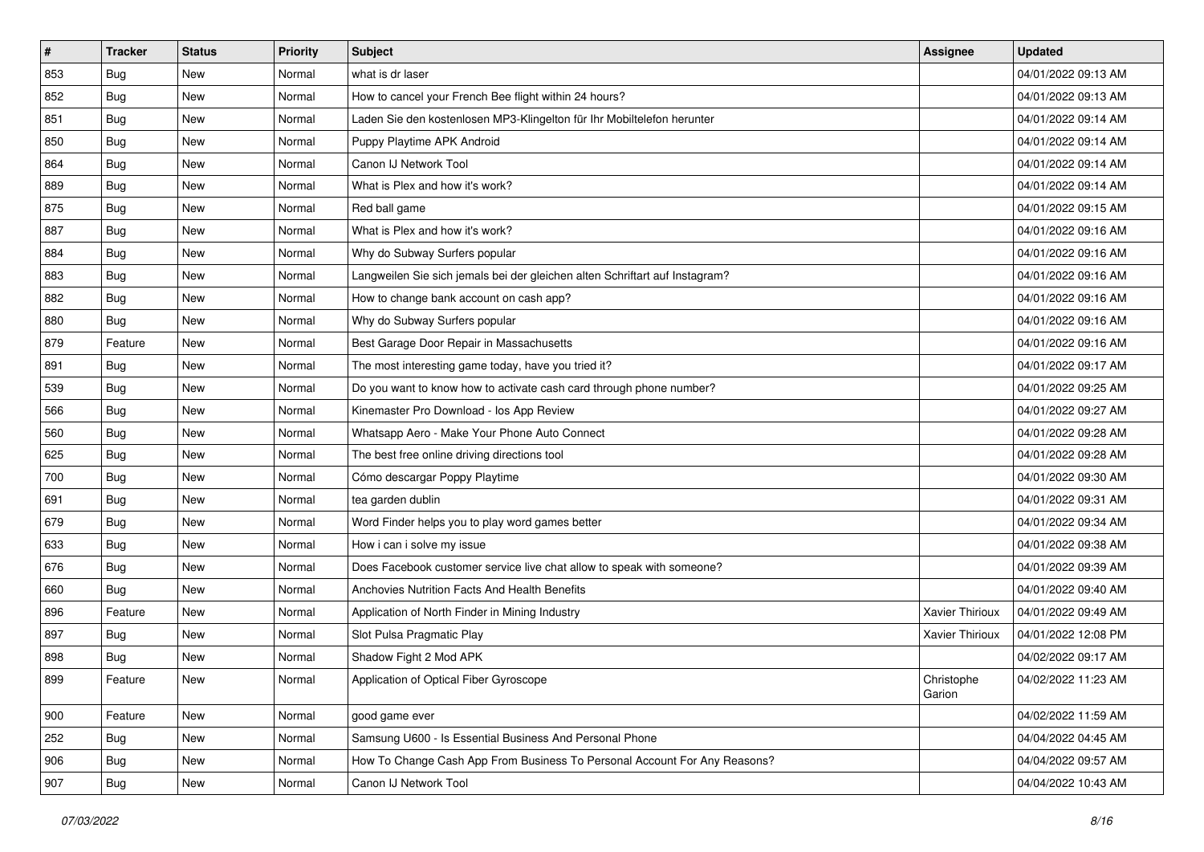| # | Tracker | Status | Priority | Subject | Assignee | Updated |
|---|---|---|---|---|---|---|
| 853 | Bug | New | Normal | what is dr laser | | 04/01/2022 09:13 AM |
| 852 | Bug | New | Normal | How to cancel your French Bee flight within 24 hours? | | 04/01/2022 09:13 AM |
| 851 | Bug | New | Normal | Laden Sie den kostenlosen MP3-Klingelton für Ihr Mobiltelefon herunter | | 04/01/2022 09:14 AM |
| 850 | Bug | New | Normal | Puppy Playtime APK Android | | 04/01/2022 09:14 AM |
| 864 | Bug | New | Normal | Canon IJ Network Tool | | 04/01/2022 09:14 AM |
| 889 | Bug | New | Normal | What is Plex and how it's work? | | 04/01/2022 09:14 AM |
| 875 | Bug | New | Normal | Red ball game | | 04/01/2022 09:15 AM |
| 887 | Bug | New | Normal | What is Plex and how it's work? | | 04/01/2022 09:16 AM |
| 884 | Bug | New | Normal | Why do Subway Surfers popular | | 04/01/2022 09:16 AM |
| 883 | Bug | New | Normal | Langweilen Sie sich jemals bei der gleichen alten Schriftart auf Instagram? | | 04/01/2022 09:16 AM |
| 882 | Bug | New | Normal | How to change bank account on cash app? | | 04/01/2022 09:16 AM |
| 880 | Bug | New | Normal | Why do Subway Surfers popular | | 04/01/2022 09:16 AM |
| 879 | Feature | New | Normal | Best Garage Door Repair in Massachusetts | | 04/01/2022 09:16 AM |
| 891 | Bug | New | Normal | The most interesting game today, have you tried it? | | 04/01/2022 09:17 AM |
| 539 | Bug | New | Normal | Do you want to know how to activate cash card through phone number? | | 04/01/2022 09:25 AM |
| 566 | Bug | New | Normal | Kinemaster Pro Download - Ios App Review | | 04/01/2022 09:27 AM |
| 560 | Bug | New | Normal | Whatsapp Aero - Make Your Phone Auto Connect | | 04/01/2022 09:28 AM |
| 625 | Bug | New | Normal | The best free online driving directions tool | | 04/01/2022 09:28 AM |
| 700 | Bug | New | Normal | Cómo descargar Poppy Playtime | | 04/01/2022 09:30 AM |
| 691 | Bug | New | Normal | tea garden dublin | | 04/01/2022 09:31 AM |
| 679 | Bug | New | Normal | Word Finder helps you to play word games better | | 04/01/2022 09:34 AM |
| 633 | Bug | New | Normal | How i can i solve my issue | | 04/01/2022 09:38 AM |
| 676 | Bug | New | Normal | Does Facebook customer service live chat allow to speak with someone? | | 04/01/2022 09:39 AM |
| 660 | Bug | New | Normal | Anchovies Nutrition Facts And Health Benefits | | 04/01/2022 09:40 AM |
| 896 | Feature | New | Normal | Application of North Finder in Mining Industry | Xavier Thirioux | 04/01/2022 09:49 AM |
| 897 | Bug | New | Normal | Slot Pulsa Pragmatic Play | Xavier Thirioux | 04/01/2022 12:08 PM |
| 898 | Bug | New | Normal | Shadow Fight 2 Mod APK | | 04/02/2022 09:17 AM |
| 899 | Feature | New | Normal | Application of Optical Fiber Gyroscope | Christophe Garion | 04/02/2022 11:23 AM |
| 900 | Feature | New | Normal | good game ever | | 04/02/2022 11:59 AM |
| 252 | Bug | New | Normal | Samsung U600 - Is Essential Business And Personal Phone | | 04/04/2022 04:45 AM |
| 906 | Bug | New | Normal | How To Change Cash App From Business To Personal Account For Any Reasons? | | 04/04/2022 09:57 AM |
| 907 | Bug | New | Normal | Canon IJ Network Tool | | 04/04/2022 10:43 AM |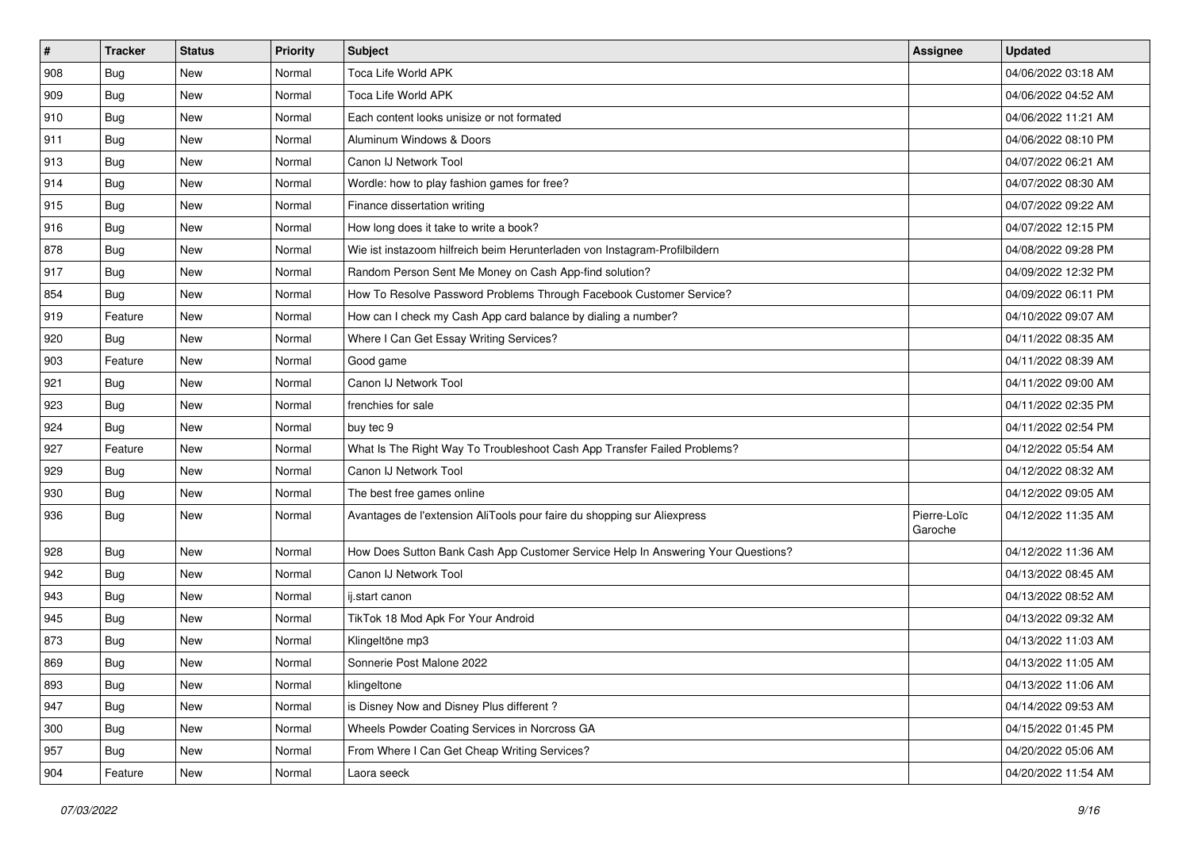| # | Tracker | Status | Priority | Subject | Assignee | Updated |
| --- | --- | --- | --- | --- | --- | --- |
| 908 | Bug | New | Normal | Toca Life World APK | | 04/06/2022 03:18 AM |
| 909 | Bug | New | Normal | Toca Life World APK | | 04/06/2022 04:52 AM |
| 910 | Bug | New | Normal | Each content looks unisize or not formated | | 04/06/2022 11:21 AM |
| 911 | Bug | New | Normal | Aluminum Windows & Doors | | 04/06/2022 08:10 PM |
| 913 | Bug | New | Normal | Canon IJ Network Tool | | 04/07/2022 06:21 AM |
| 914 | Bug | New | Normal | Wordle: how to play fashion games for free? | | 04/07/2022 08:30 AM |
| 915 | Bug | New | Normal | Finance dissertation writing | | 04/07/2022 09:22 AM |
| 916 | Bug | New | Normal | How long does it take to write a book? | | 04/07/2022 12:15 PM |
| 878 | Bug | New | Normal | Wie ist instazoom hilfreich beim Herunterladen von Instagram-Profilbildern | | 04/08/2022 09:28 PM |
| 917 | Bug | New | Normal | Random Person Sent Me Money on Cash App-find solution? | | 04/09/2022 12:32 PM |
| 854 | Bug | New | Normal | How To Resolve Password Problems Through Facebook Customer Service? | | 04/09/2022 06:11 PM |
| 919 | Feature | New | Normal | How can I check my Cash App card balance by dialing a number? | | 04/10/2022 09:07 AM |
| 920 | Bug | New | Normal | Where I Can Get Essay Writing Services? | | 04/11/2022 08:35 AM |
| 903 | Feature | New | Normal | Good game | | 04/11/2022 08:39 AM |
| 921 | Bug | New | Normal | Canon IJ Network Tool | | 04/11/2022 09:00 AM |
| 923 | Bug | New | Normal | frenchies for sale | | 04/11/2022 02:35 PM |
| 924 | Bug | New | Normal | buy tec 9 | | 04/11/2022 02:54 PM |
| 927 | Feature | New | Normal | What Is The Right Way To Troubleshoot Cash App Transfer Failed Problems? | | 04/12/2022 05:54 AM |
| 929 | Bug | New | Normal | Canon IJ Network Tool | | 04/12/2022 08:32 AM |
| 930 | Bug | New | Normal | The best free games online | | 04/12/2022 09:05 AM |
| 936 | Bug | New | Normal | Avantages de l'extension AliTools pour faire du shopping sur Aliexpress | Pierre-Loïc Garoche | 04/12/2022 11:35 AM |
| 928 | Bug | New | Normal | How Does Sutton Bank Cash App Customer Service Help In Answering Your Questions? | | 04/12/2022 11:36 AM |
| 942 | Bug | New | Normal | Canon IJ Network Tool | | 04/13/2022 08:45 AM |
| 943 | Bug | New | Normal | ij.start canon | | 04/13/2022 08:52 AM |
| 945 | Bug | New | Normal | TikTok 18 Mod Apk For Your Android | | 04/13/2022 09:32 AM |
| 873 | Bug | New | Normal | Klingeltöne mp3 | | 04/13/2022 11:03 AM |
| 869 | Bug | New | Normal | Sonnerie Post Malone 2022 | | 04/13/2022 11:05 AM |
| 893 | Bug | New | Normal | klingeltone | | 04/13/2022 11:06 AM |
| 947 | Bug | New | Normal | is Disney Now and Disney Plus different ? | | 04/14/2022 09:53 AM |
| 300 | Bug | New | Normal | Wheels Powder Coating Services in Norcross GA | | 04/15/2022 01:45 PM |
| 957 | Bug | New | Normal | From Where I Can Get Cheap Writing Services? | | 04/20/2022 05:06 AM |
| 904 | Feature | New | Normal | Laora seeck | | 04/20/2022 11:54 AM |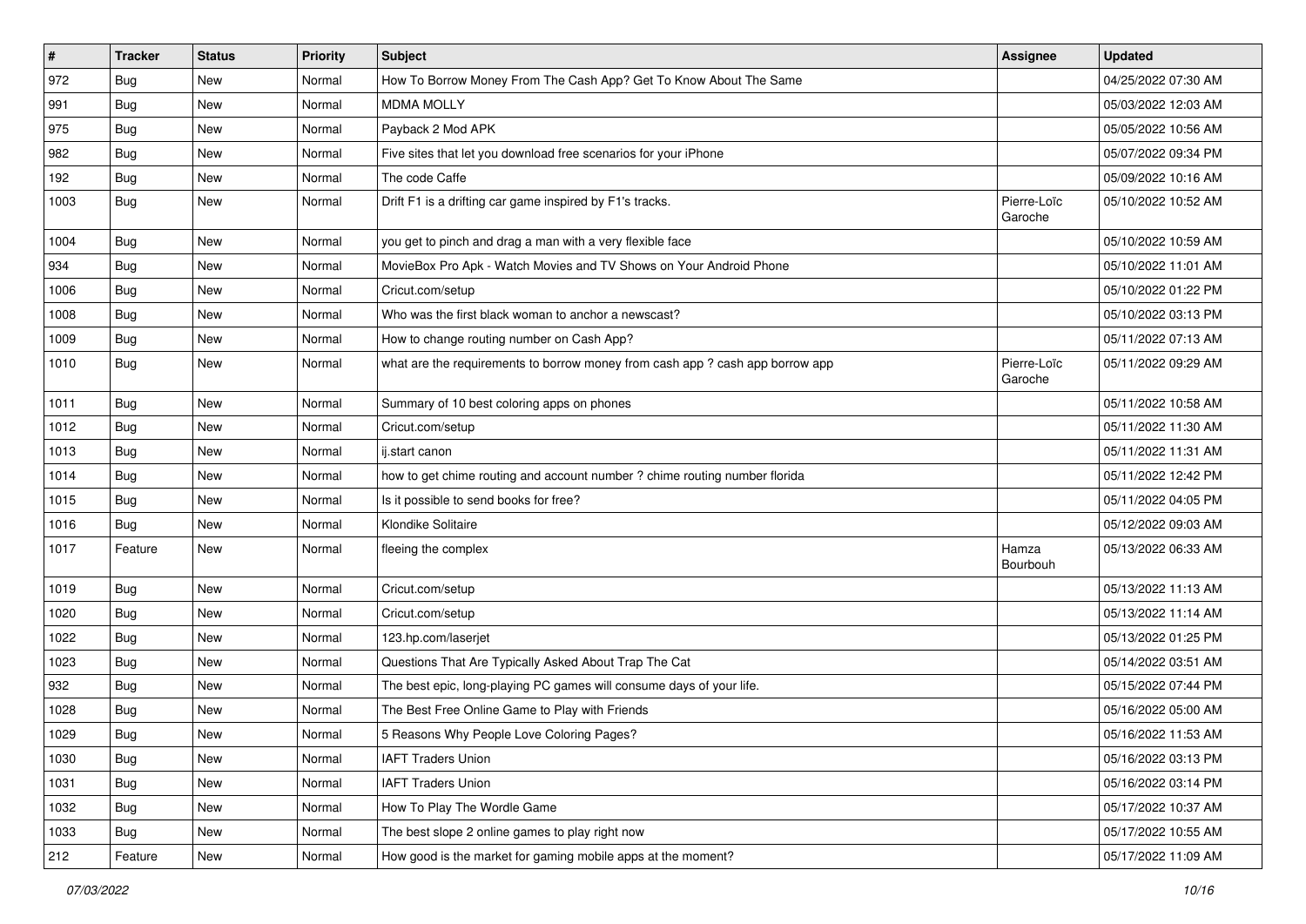| # | Tracker | Status | Priority | Subject | Assignee | Updated |
|---|---|---|---|---|---|---|
| 972 | Bug | New | Normal | How To Borrow Money From The Cash App? Get To Know About The Same | | 04/25/2022 07:30 AM |
| 991 | Bug | New | Normal | MDMA MOLLY | | 05/03/2022 12:03 AM |
| 975 | Bug | New | Normal | Payback 2 Mod APK | | 05/05/2022 10:56 AM |
| 982 | Bug | New | Normal | Five sites that let you download free scenarios for your iPhone | | 05/07/2022 09:34 PM |
| 192 | Bug | New | Normal | The code Caffe | | 05/09/2022 10:16 AM |
| 1003 | Bug | New | Normal | Drift F1 is a drifting car game inspired by F1's tracks. | Pierre-Loïc Garoche | 05/10/2022 10:52 AM |
| 1004 | Bug | New | Normal | you get to pinch and drag a man with a very flexible face | | 05/10/2022 10:59 AM |
| 934 | Bug | New | Normal | MovieBox Pro Apk - Watch Movies and TV Shows on Your Android Phone | | 05/10/2022 11:01 AM |
| 1006 | Bug | New | Normal | Cricut.com/setup | | 05/10/2022 01:22 PM |
| 1008 | Bug | New | Normal | Who was the first black woman to anchor a newscast? | | 05/10/2022 03:13 PM |
| 1009 | Bug | New | Normal | How to change routing number on Cash App? | | 05/11/2022 07:13 AM |
| 1010 | Bug | New | Normal | what are the requirements to borrow money from cash app ? cash app borrow app | Pierre-Loïc Garoche | 05/11/2022 09:29 AM |
| 1011 | Bug | New | Normal | Summary of 10 best coloring apps on phones | | 05/11/2022 10:58 AM |
| 1012 | Bug | New | Normal | Cricut.com/setup | | 05/11/2022 11:30 AM |
| 1013 | Bug | New | Normal | ij.start canon | | 05/11/2022 11:31 AM |
| 1014 | Bug | New | Normal | how to get chime routing and account number ? chime routing number florida | | 05/11/2022 12:42 PM |
| 1015 | Bug | New | Normal | Is it possible to send books for free? | | 05/11/2022 04:05 PM |
| 1016 | Bug | New | Normal | Klondike Solitaire | | 05/12/2022 09:03 AM |
| 1017 | Feature | New | Normal | fleeing the complex | Hamza Bourbouh | 05/13/2022 06:33 AM |
| 1019 | Bug | New | Normal | Cricut.com/setup | | 05/13/2022 11:13 AM |
| 1020 | Bug | New | Normal | Cricut.com/setup | | 05/13/2022 11:14 AM |
| 1022 | Bug | New | Normal | 123.hp.com/laserjet | | 05/13/2022 01:25 PM |
| 1023 | Bug | New | Normal | Questions That Are Typically Asked About Trap The Cat | | 05/14/2022 03:51 AM |
| 932 | Bug | New | Normal | The best epic, long-playing PC games will consume days of your life. | | 05/15/2022 07:44 PM |
| 1028 | Bug | New | Normal | The Best Free Online Game to Play with Friends | | 05/16/2022 05:00 AM |
| 1029 | Bug | New | Normal | 5 Reasons Why People Love Coloring Pages? | | 05/16/2022 11:53 AM |
| 1030 | Bug | New | Normal | IAFT Traders Union | | 05/16/2022 03:13 PM |
| 1031 | Bug | New | Normal | IAFT Traders Union | | 05/16/2022 03:14 PM |
| 1032 | Bug | New | Normal | How To Play The Wordle Game | | 05/17/2022 10:37 AM |
| 1033 | Bug | New | Normal | The best slope 2 online games to play right now | | 05/17/2022 10:55 AM |
| 212 | Feature | New | Normal | How good is the market for gaming mobile apps at the moment? | | 05/17/2022 11:09 AM |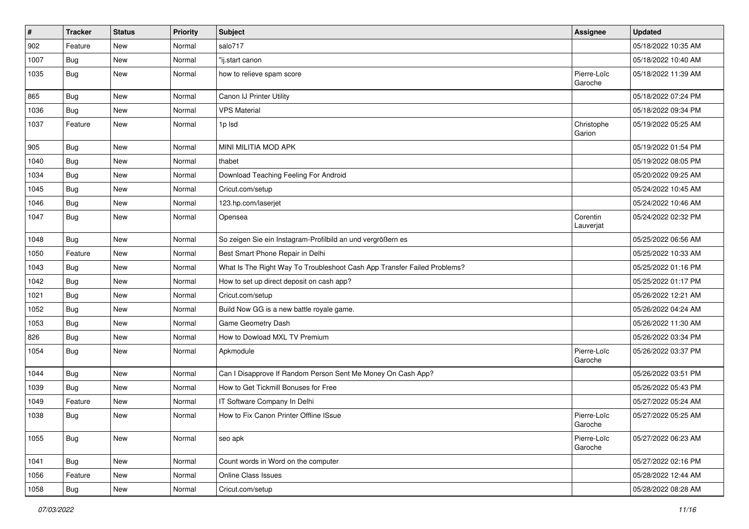| # | Tracker | Status | Priority | Subject | Assignee | Updated |
|---|---|---|---|---|---|---|
| 902 | Feature | New | Normal | salo717 | | 05/18/2022 10:35 AM |
| 1007 | Bug | New | Normal | "ij.start canon | | 05/18/2022 10:40 AM |
| 1035 | Bug | New | Normal | how to relieve spam score | Pierre-Loïc Garoche | 05/18/2022 11:39 AM |
| 865 | Bug | New | Normal | Canon IJ Printer Utility | | 05/18/2022 07:24 PM |
| 1036 | Bug | New | Normal | VPS Material | | 05/18/2022 09:34 PM |
| 1037 | Feature | New | Normal | 1p lsd | Christophe Garion | 05/19/2022 05:25 AM |
| 905 | Bug | New | Normal | MINI MILITIA MOD APK | | 05/19/2022 01:54 PM |
| 1040 | Bug | New | Normal | thabet | | 05/19/2022 08:05 PM |
| 1034 | Bug | New | Normal | Download Teaching Feeling For Android | | 05/20/2022 09:25 AM |
| 1045 | Bug | New | Normal | Cricut.com/setup | | 05/24/2022 10:45 AM |
| 1046 | Bug | New | Normal | 123.hp.com/laserjet | | 05/24/2022 10:46 AM |
| 1047 | Bug | New | Normal | Opensea | Corentin Lauverjat | 05/24/2022 02:32 PM |
| 1048 | Bug | New | Normal | So zeigen Sie ein Instagram-Profilbild an und vergrößern es | | 05/25/2022 06:56 AM |
| 1050 | Feature | New | Normal | Best Smart Phone Repair in Delhi | | 05/25/2022 10:33 AM |
| 1043 | Bug | New | Normal | What Is The Right Way To Troubleshoot Cash App Transfer Failed Problems? | | 05/25/2022 01:16 PM |
| 1042 | Bug | New | Normal | How to set up direct deposit on cash app? | | 05/25/2022 01:17 PM |
| 1021 | Bug | New | Normal | Cricut.com/setup | | 05/26/2022 12:21 AM |
| 1052 | Bug | New | Normal | Build Now GG is a new battle royale game. | | 05/26/2022 04:24 AM |
| 1053 | Bug | New | Normal | Game Geometry Dash | | 05/26/2022 11:30 AM |
| 826 | Bug | New | Normal | How to Dowload MXL TV Premium | | 05/26/2022 03:34 PM |
| 1054 | Bug | New | Normal | Apkmodule | Pierre-Loïc Garoche | 05/26/2022 03:37 PM |
| 1044 | Bug | New | Normal | Can I Disapprove If Random Person Sent Me Money On Cash App? | | 05/26/2022 03:51 PM |
| 1039 | Bug | New | Normal | How to Get Tickmill Bonuses for Free | | 05/26/2022 05:43 PM |
| 1049 | Feature | New | Normal | IT Software Company In Delhi | | 05/27/2022 05:24 AM |
| 1038 | Bug | New | Normal | How to Fix Canon Printer Offline ISsue | Pierre-Loïc Garoche | 05/27/2022 05:25 AM |
| 1055 | Bug | New | Normal | seo apk | Pierre-Loïc Garoche | 05/27/2022 06:23 AM |
| 1041 | Bug | New | Normal | Count words in Word on the computer | | 05/27/2022 02:16 PM |
| 1056 | Feature | New | Normal | Online Class Issues | | 05/28/2022 12:44 AM |
| 1058 | Bug | New | Normal | Cricut.com/setup | | 05/28/2022 08:28 AM |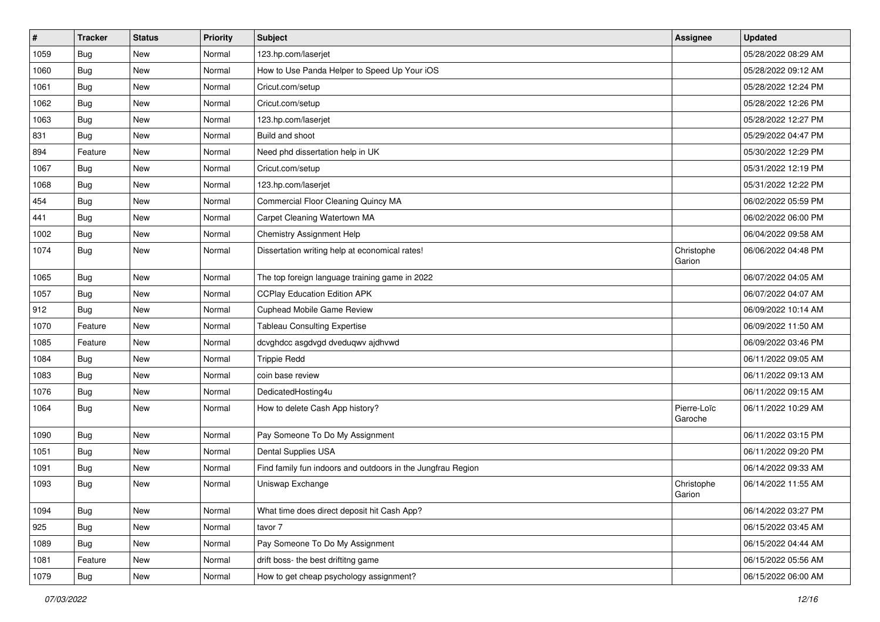| # | Tracker | Status | Priority | Subject | Assignee | Updated |
|---|---|---|---|---|---|---|
| 1059 | Bug | New | Normal | 123.hp.com/laserjet | | 05/28/2022 08:29 AM |
| 1060 | Bug | New | Normal | How to Use Panda Helper to Speed Up Your iOS | | 05/28/2022 09:12 AM |
| 1061 | Bug | New | Normal | Cricut.com/setup | | 05/28/2022 12:24 PM |
| 1062 | Bug | New | Normal | Cricut.com/setup | | 05/28/2022 12:26 PM |
| 1063 | Bug | New | Normal | 123.hp.com/laserjet | | 05/28/2022 12:27 PM |
| 831 | Bug | New | Normal | Build and shoot | | 05/29/2022 04:47 PM |
| 894 | Feature | New | Normal | Need phd dissertation help in UK | | 05/30/2022 12:29 PM |
| 1067 | Bug | New | Normal | Cricut.com/setup | | 05/31/2022 12:19 PM |
| 1068 | Bug | New | Normal | 123.hp.com/laserjet | | 05/31/2022 12:22 PM |
| 454 | Bug | New | Normal | Commercial Floor Cleaning Quincy MA | | 06/02/2022 05:59 PM |
| 441 | Bug | New | Normal | Carpet Cleaning Watertown MA | | 06/02/2022 06:00 PM |
| 1002 | Bug | New | Normal | Chemistry Assignment Help | | 06/04/2022 09:58 AM |
| 1074 | Bug | New | Normal | Dissertation writing help at economical rates! | Christophe Garion | 06/06/2022 04:48 PM |
| 1065 | Bug | New | Normal | The top foreign language training game in 2022 | | 06/07/2022 04:05 AM |
| 1057 | Bug | New | Normal | CCPlay Education Edition APK | | 06/07/2022 04:07 AM |
| 912 | Bug | New | Normal | Cuphead Mobile Game Review | | 06/09/2022 10:14 AM |
| 1070 | Feature | New | Normal | Tableau Consulting Expertise | | 06/09/2022 11:50 AM |
| 1085 | Feature | New | Normal | dcvghdcc asgdvgd dveduqwv ajdhvwd | | 06/09/2022 03:46 PM |
| 1084 | Bug | New | Normal | Trippie Redd | | 06/11/2022 09:05 AM |
| 1083 | Bug | New | Normal | coin base review | | 06/11/2022 09:13 AM |
| 1076 | Bug | New | Normal | DedicatedHosting4u | | 06/11/2022 09:15 AM |
| 1064 | Bug | New | Normal | How to delete Cash App history? | Pierre-Loïc Garoche | 06/11/2022 10:29 AM |
| 1090 | Bug | New | Normal | Pay Someone To Do My Assignment | | 06/11/2022 03:15 PM |
| 1051 | Bug | New | Normal | Dental Supplies USA | | 06/11/2022 09:20 PM |
| 1091 | Bug | New | Normal | Find family fun indoors and outdoors in the Jungfrau Region | | 06/14/2022 09:33 AM |
| 1093 | Bug | New | Normal | Uniswap Exchange | Christophe Garion | 06/14/2022 11:55 AM |
| 1094 | Bug | New | Normal | What time does direct deposit hit Cash App? | | 06/14/2022 03:27 PM |
| 925 | Bug | New | Normal | tavor 7 | | 06/15/2022 03:45 AM |
| 1089 | Bug | New | Normal | Pay Someone To Do My Assignment | | 06/15/2022 04:44 AM |
| 1081 | Feature | New | Normal | drift boss- the best driftitng game | | 06/15/2022 05:56 AM |
| 1079 | Bug | New | Normal | How to get cheap psychology assignment? | | 06/15/2022 06:00 AM |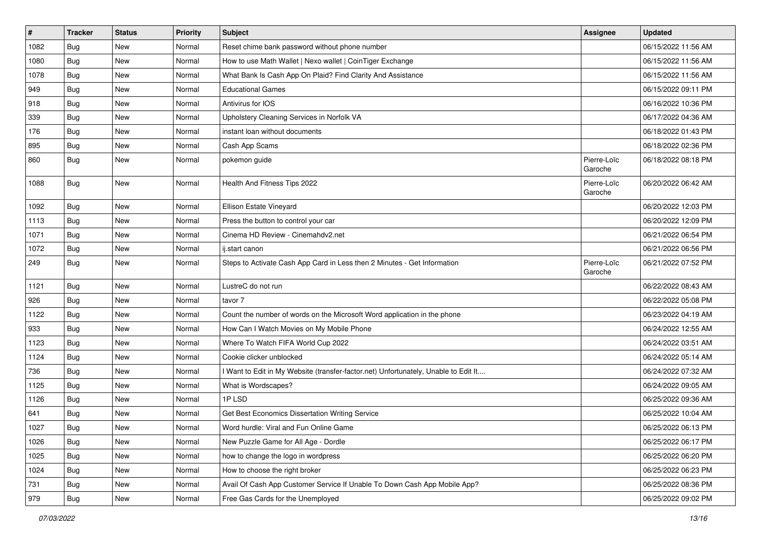| # | Tracker | Status | Priority | Subject | Assignee | Updated |
|---|---|---|---|---|---|---|
| 1082 | Bug | New | Normal | Reset chime bank password without phone number | | 06/15/2022 11:56 AM |
| 1080 | Bug | New | Normal | How to use Math Wallet \| Nexo wallet \| CoinTiger Exchange | | 06/15/2022 11:56 AM |
| 1078 | Bug | New | Normal | What Bank Is Cash App On Plaid? Find Clarity And Assistance | | 06/15/2022 11:56 AM |
| 949 | Bug | New | Normal | Educational Games | | 06/15/2022 09:11 PM |
| 918 | Bug | New | Normal | Antivirus for IOS | | 06/16/2022 10:36 PM |
| 339 | Bug | New | Normal | Upholstery Cleaning Services in Norfolk VA | | 06/17/2022 04:36 AM |
| 176 | Bug | New | Normal | instant loan without documents | | 06/18/2022 01:43 PM |
| 895 | Bug | New | Normal | Cash App Scams | | 06/18/2022 02:36 PM |
| 860 | Bug | New | Normal | pokemon guide | Pierre-Loïc Garoche | 06/18/2022 08:18 PM |
| 1088 | Bug | New | Normal | Health And Fitness Tips 2022 | Pierre-Loïc Garoche | 06/20/2022 06:42 AM |
| 1092 | Bug | New | Normal | Ellison Estate Vineyard | | 06/20/2022 12:03 PM |
| 1113 | Bug | New | Normal | Press the button to control your car | | 06/20/2022 12:09 PM |
| 1071 | Bug | New | Normal | Cinema HD Review - Cinemahdv2.net | | 06/21/2022 06:54 PM |
| 1072 | Bug | New | Normal | ij.start canon | | 06/21/2022 06:56 PM |
| 249 | Bug | New | Normal | Steps to Activate Cash App Card in Less then 2 Minutes - Get Information | Pierre-Loïc Garoche | 06/21/2022 07:52 PM |
| 1121 | Bug | New | Normal | LustreC do not run | | 06/22/2022 08:43 AM |
| 926 | Bug | New | Normal | tavor 7 | | 06/22/2022 05:08 PM |
| 1122 | Bug | New | Normal | Count the number of words on the Microsoft Word application in the phone | | 06/23/2022 04:19 AM |
| 933 | Bug | New | Normal | How Can I Watch Movies on My Mobile Phone | | 06/24/2022 12:55 AM |
| 1123 | Bug | New | Normal | Where To Watch FIFA World Cup 2022 | | 06/24/2022 03:51 AM |
| 1124 | Bug | New | Normal | Cookie clicker unblocked | | 06/24/2022 05:14 AM |
| 736 | Bug | New | Normal | I Want to Edit in My Website (transfer-factor.net) Unfortunately, Unable to Edit It.... | | 06/24/2022 07:32 AM |
| 1125 | Bug | New | Normal | What is Wordscapes? | | 06/24/2022 09:05 AM |
| 1126 | Bug | New | Normal | 1P LSD | | 06/25/2022 09:36 AM |
| 641 | Bug | New | Normal | Get Best Economics Dissertation Writing Service | | 06/25/2022 10:04 AM |
| 1027 | Bug | New | Normal | Word hurdle: Viral and Fun Online Game | | 06/25/2022 06:13 PM |
| 1026 | Bug | New | Normal | New Puzzle Game for All Age - Dordle | | 06/25/2022 06:17 PM |
| 1025 | Bug | New | Normal | how to change the logo in wordpress | | 06/25/2022 06:20 PM |
| 1024 | Bug | New | Normal | How to choose the right broker | | 06/25/2022 06:23 PM |
| 731 | Bug | New | Normal | Avail Of Cash App Customer Service If Unable To Down Cash App Mobile App? | | 06/25/2022 08:36 PM |
| 979 | Bug | New | Normal | Free Gas Cards for the Unemployed | | 06/25/2022 09:02 PM |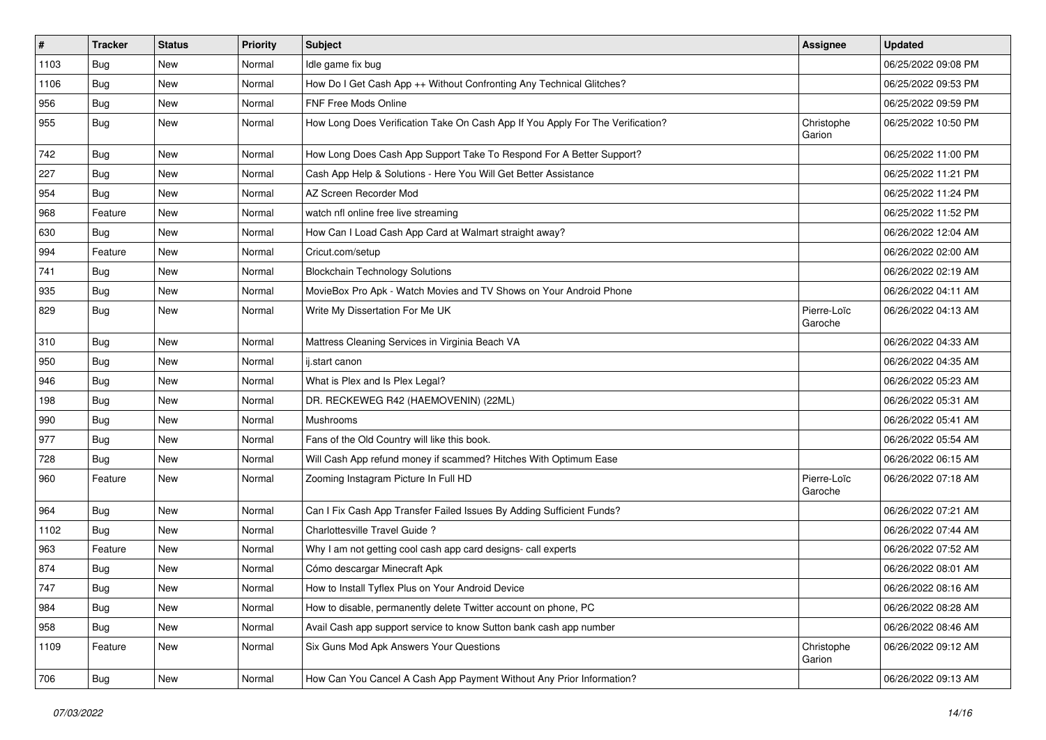| # | Tracker | Status | Priority | Subject | Assignee | Updated |
|---|---|---|---|---|---|---|
| 1103 | Bug | New | Normal | Idle game fix bug | | 06/25/2022 09:08 PM |
| 1106 | Bug | New | Normal | How Do I Get Cash App ++ Without Confronting Any Technical Glitches? | | 06/25/2022 09:53 PM |
| 956 | Bug | New | Normal | FNF Free Mods Online | | 06/25/2022 09:59 PM |
| 955 | Bug | New | Normal | How Long Does Verification Take On Cash App If You Apply For The Verification? | Christophe Garion | 06/25/2022 10:50 PM |
| 742 | Bug | New | Normal | How Long Does Cash App Support Take To Respond For A Better Support? | | 06/25/2022 11:00 PM |
| 227 | Bug | New | Normal | Cash App Help & Solutions - Here You Will Get Better Assistance | | 06/25/2022 11:21 PM |
| 954 | Bug | New | Normal | AZ Screen Recorder Mod | | 06/25/2022 11:24 PM |
| 968 | Feature | New | Normal | watch nfl online free live streaming | | 06/25/2022 11:52 PM |
| 630 | Bug | New | Normal | How Can I Load Cash App Card at Walmart straight away? | | 06/26/2022 12:04 AM |
| 994 | Feature | New | Normal | Cricut.com/setup | | 06/26/2022 02:00 AM |
| 741 | Bug | New | Normal | Blockchain Technology Solutions | | 06/26/2022 02:19 AM |
| 935 | Bug | New | Normal | MovieBox Pro Apk - Watch Movies and TV Shows on Your Android Phone | | 06/26/2022 04:11 AM |
| 829 | Bug | New | Normal | Write My Dissertation For Me UK | Pierre-Loïc Garoche | 06/26/2022 04:13 AM |
| 310 | Bug | New | Normal | Mattress Cleaning Services in Virginia Beach VA | | 06/26/2022 04:33 AM |
| 950 | Bug | New | Normal | ij.start canon | | 06/26/2022 04:35 AM |
| 946 | Bug | New | Normal | What is Plex and Is Plex Legal? | | 06/26/2022 05:23 AM |
| 198 | Bug | New | Normal | DR. RECKEWEG R42 (HAEMOVENIN) (22ML) | | 06/26/2022 05:31 AM |
| 990 | Bug | New | Normal | Mushrooms | | 06/26/2022 05:41 AM |
| 977 | Bug | New | Normal | Fans of the Old Country will like this book. | | 06/26/2022 05:54 AM |
| 728 | Bug | New | Normal | Will Cash App refund money if scammed? Hitches With Optimum Ease | | 06/26/2022 06:15 AM |
| 960 | Feature | New | Normal | Zooming Instagram Picture In Full HD | Pierre-Loïc Garoche | 06/26/2022 07:18 AM |
| 964 | Bug | New | Normal | Can I Fix Cash App Transfer Failed Issues By Adding Sufficient Funds? | | 06/26/2022 07:21 AM |
| 1102 | Bug | New | Normal | Charlottesville Travel Guide ? | | 06/26/2022 07:44 AM |
| 963 | Feature | New | Normal | Why I am not getting cool cash app card designs- call experts | | 06/26/2022 07:52 AM |
| 874 | Bug | New | Normal | Cómo descargar Minecraft Apk | | 06/26/2022 08:01 AM |
| 747 | Bug | New | Normal | How to Install Tyflex Plus on Your Android Device | | 06/26/2022 08:16 AM |
| 984 | Bug | New | Normal | How to disable, permanently delete Twitter account on phone, PC | | 06/26/2022 08:28 AM |
| 958 | Bug | New | Normal | Avail Cash app support service to know Sutton bank cash app number | | 06/26/2022 08:46 AM |
| 1109 | Feature | New | Normal | Six Guns Mod Apk Answers Your Questions | Christophe Garion | 06/26/2022 09:12 AM |
| 706 | Bug | New | Normal | How Can You Cancel A Cash App Payment Without Any Prior Information? | | 06/26/2022 09:13 AM |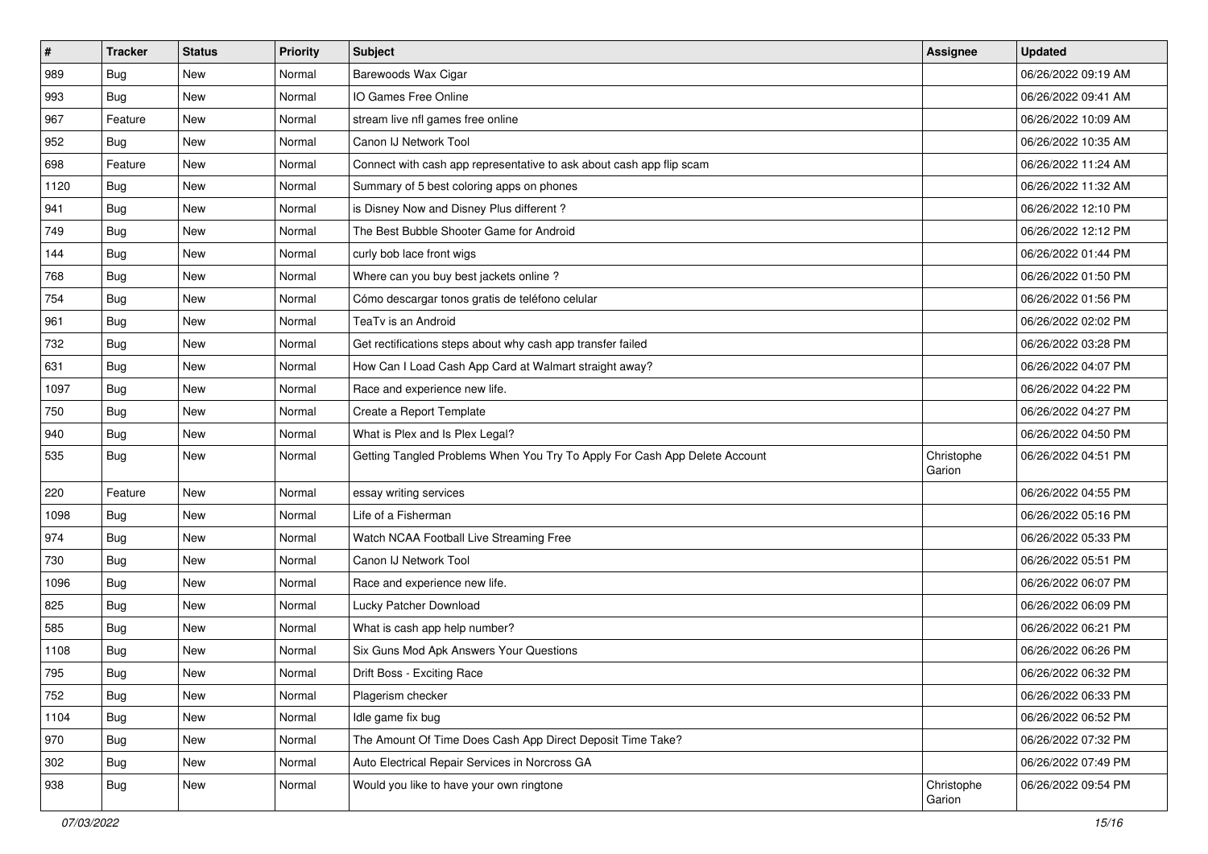| # | Tracker | Status | Priority | Subject | Assignee | Updated |
|---|---|---|---|---|---|---|
| 989 | Bug | New | Normal | Barewoods Wax Cigar | | 06/26/2022 09:19 AM |
| 993 | Bug | New | Normal | IO Games Free Online | | 06/26/2022 09:41 AM |
| 967 | Feature | New | Normal | stream live nfl games free online | | 06/26/2022 10:09 AM |
| 952 | Bug | New | Normal | Canon IJ Network Tool | | 06/26/2022 10:35 AM |
| 698 | Feature | New | Normal | Connect with cash app representative to ask about cash app flip scam | | 06/26/2022 11:24 AM |
| 1120 | Bug | New | Normal | Summary of 5 best coloring apps on phones | | 06/26/2022 11:32 AM |
| 941 | Bug | New | Normal | is Disney Now and Disney Plus different ? | | 06/26/2022 12:10 PM |
| 749 | Bug | New | Normal | The Best Bubble Shooter Game for Android | | 06/26/2022 12:12 PM |
| 144 | Bug | New | Normal | curly bob lace front wigs | | 06/26/2022 01:44 PM |
| 768 | Bug | New | Normal | Where can you buy best jackets online ? | | 06/26/2022 01:50 PM |
| 754 | Bug | New | Normal | Cómo descargar tonos gratis de teléfono celular | | 06/26/2022 01:56 PM |
| 961 | Bug | New | Normal | TeaTv is an Android | | 06/26/2022 02:02 PM |
| 732 | Bug | New | Normal | Get rectifications steps about why cash app transfer failed | | 06/26/2022 03:28 PM |
| 631 | Bug | New | Normal | How Can I Load Cash App Card at Walmart straight away? | | 06/26/2022 04:07 PM |
| 1097 | Bug | New | Normal | Race and experience new life. | | 06/26/2022 04:22 PM |
| 750 | Bug | New | Normal | Create a Report Template | | 06/26/2022 04:27 PM |
| 940 | Bug | New | Normal | What is Plex and Is Plex Legal? | | 06/26/2022 04:50 PM |
| 535 | Bug | New | Normal | Getting Tangled Problems When You Try To Apply For Cash App Delete Account | Christophe Garion | 06/26/2022 04:51 PM |
| 220 | Feature | New | Normal | essay writing services | | 06/26/2022 04:55 PM |
| 1098 | Bug | New | Normal | Life of a Fisherman | | 06/26/2022 05:16 PM |
| 974 | Bug | New | Normal | Watch NCAA Football Live Streaming Free | | 06/26/2022 05:33 PM |
| 730 | Bug | New | Normal | Canon IJ Network Tool | | 06/26/2022 05:51 PM |
| 1096 | Bug | New | Normal | Race and experience new life. | | 06/26/2022 06:07 PM |
| 825 | Bug | New | Normal | Lucky Patcher Download | | 06/26/2022 06:09 PM |
| 585 | Bug | New | Normal | What is cash app help number? | | 06/26/2022 06:21 PM |
| 1108 | Bug | New | Normal | Six Guns Mod Apk Answers Your Questions | | 06/26/2022 06:26 PM |
| 795 | Bug | New | Normal | Drift Boss - Exciting Race | | 06/26/2022 06:32 PM |
| 752 | Bug | New | Normal | Plagerism checker | | 06/26/2022 06:33 PM |
| 1104 | Bug | New | Normal | Idle game fix bug | | 06/26/2022 06:52 PM |
| 970 | Bug | New | Normal | The Amount Of Time Does Cash App Direct Deposit Time Take? | | 06/26/2022 07:32 PM |
| 302 | Bug | New | Normal | Auto Electrical Repair Services in Norcross GA | | 06/26/2022 07:49 PM |
| 938 | Bug | New | Normal | Would you like to have your own ringtone | Christophe Garion | 06/26/2022 09:54 PM |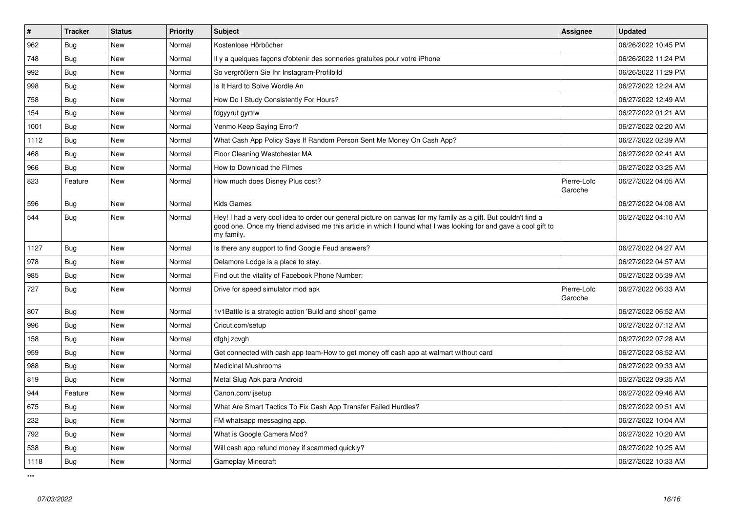| # | Tracker | Status | Priority | Subject | Assignee | Updated |
| --- | --- | --- | --- | --- | --- | --- |
| 962 | Bug | New | Normal | Kostenlose Hörbücher | | 06/26/2022 10:45 PM |
| 748 | Bug | New | Normal | Il y a quelques façons d'obtenir des sonneries gratuites pour votre iPhone | | 06/26/2022 11:24 PM |
| 992 | Bug | New | Normal | So vergrößern Sie Ihr Instagram-Profilbild | | 06/26/2022 11:29 PM |
| 998 | Bug | New | Normal | Is It Hard to Solve Wordle An | | 06/27/2022 12:24 AM |
| 758 | Bug | New | Normal | How Do I Study Consistently For Hours? | | 06/27/2022 12:49 AM |
| 154 | Bug | New | Normal | fdgyyrut gyrtrw | | 06/27/2022 01:21 AM |
| 1001 | Bug | New | Normal | Venmo Keep Saying Error? | | 06/27/2022 02:20 AM |
| 1112 | Bug | New | Normal | What Cash App Policy Says If Random Person Sent Me Money On Cash App? | | 06/27/2022 02:39 AM |
| 468 | Bug | New | Normal | Floor Cleaning Westchester MA | | 06/27/2022 02:41 AM |
| 966 | Bug | New | Normal | How to Download the Filmes | | 06/27/2022 03:25 AM |
| 823 | Feature | New | Normal | How much does Disney Plus cost? | Pierre-Loïc Garoche | 06/27/2022 04:05 AM |
| 596 | Bug | New | Normal | Kids Games | | 06/27/2022 04:08 AM |
| 544 | Bug | New | Normal | Hey! I had a very cool idea to order our general picture on canvas for my family as a gift. But couldn't find a good one. Once my friend advised me this article in which I found what I was looking for and gave a cool gift to my family. | | 06/27/2022 04:10 AM |
| 1127 | Bug | New | Normal | Is there any support to find Google Feud answers? | | 06/27/2022 04:27 AM |
| 978 | Bug | New | Normal | Delamore Lodge is a place to stay. | | 06/27/2022 04:57 AM |
| 985 | Bug | New | Normal | Find out the vitality of Facebook Phone Number: | | 06/27/2022 05:39 AM |
| 727 | Bug | New | Normal | Drive for speed simulator mod apk | Pierre-Loïc Garoche | 06/27/2022 06:33 AM |
| 807 | Bug | New | Normal | 1v1Battle is a strategic action 'Build and shoot' game | | 06/27/2022 06:52 AM |
| 996 | Bug | New | Normal | Cricut.com/setup | | 06/27/2022 07:12 AM |
| 158 | Bug | New | Normal | dfghj zcvgh | | 06/27/2022 07:28 AM |
| 959 | Bug | New | Normal | Get connected with cash app team-How to get money off cash app at walmart without card | | 06/27/2022 08:52 AM |
| 988 | Bug | New | Normal | Medicinal Mushrooms | | 06/27/2022 09:33 AM |
| 819 | Bug | New | Normal | Metal Slug Apk para Android | | 06/27/2022 09:35 AM |
| 944 | Feature | New | Normal | Canon.com/ijsetup | | 06/27/2022 09:46 AM |
| 675 | Bug | New | Normal | What Are Smart Tactics To Fix Cash App Transfer Failed Hurdles? | | 06/27/2022 09:51 AM |
| 232 | Bug | New | Normal | FM whatsapp messaging app. | | 06/27/2022 10:04 AM |
| 792 | Bug | New | Normal | What is Google Camera Mod? | | 06/27/2022 10:20 AM |
| 538 | Bug | New | Normal | Will cash app refund money if scammed quickly? | | 06/27/2022 10:25 AM |
| 1118 | Bug | New | Normal | Gameplay Minecraft | | 06/27/2022 10:33 AM |

...